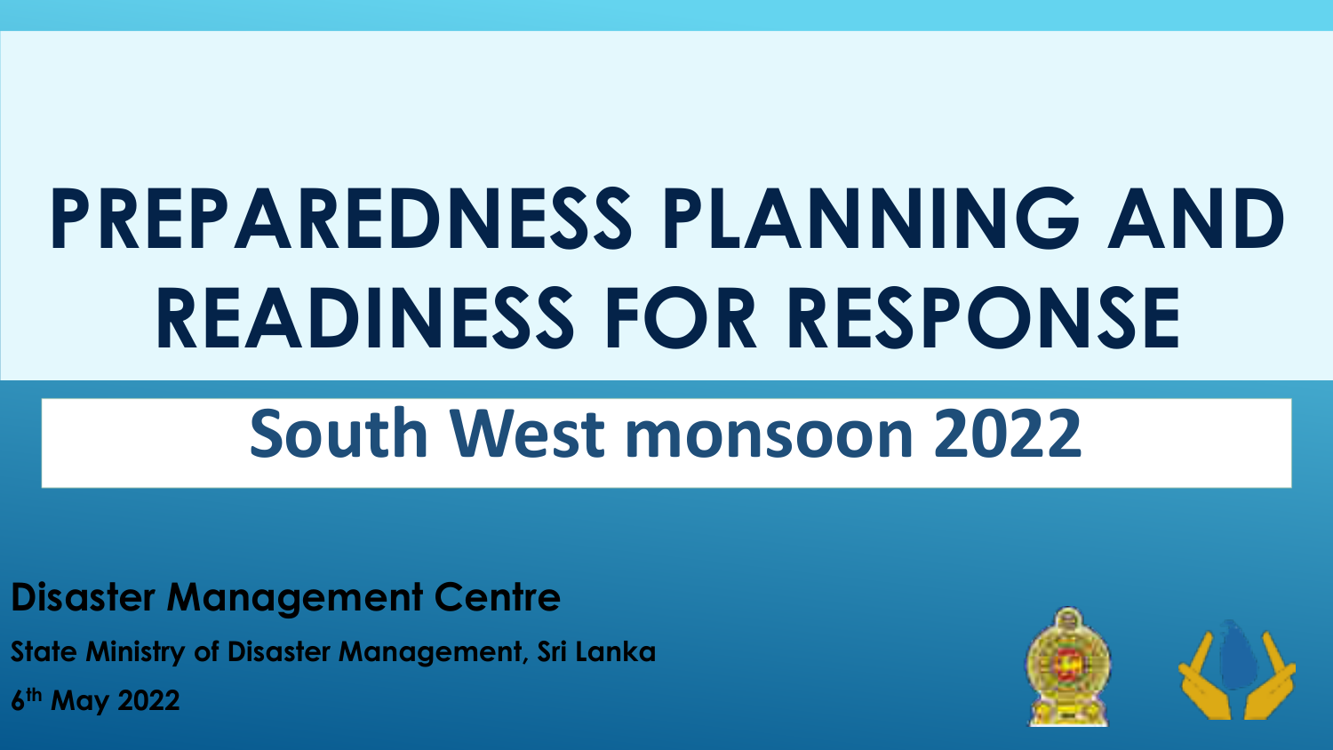# PREPAREDNESS PLANNING AND READINESS FOR RESPONSE

## South West monsoon 2022

**Disaster Management Centre**

**State Ministry of Disaster Management, Sri Lanka**

**6th May 2022**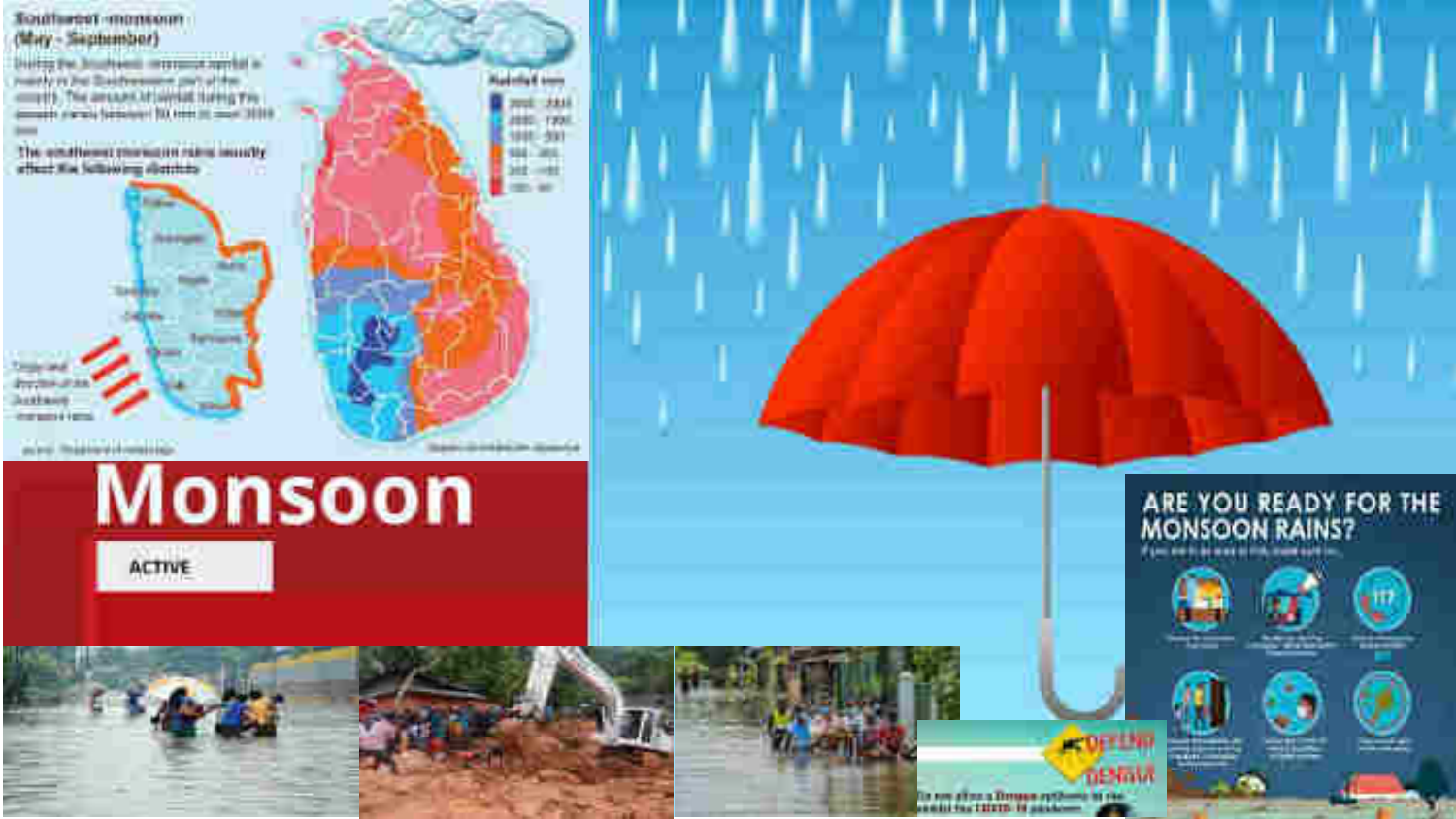Southwest monsoon (May - September)

During the Southwest monsoon rainfall is mainly in the Southwestern part of the country. The amount of rainfall during this season varies between 50 mm to over 3000 mm

The southwest monsoon rains usually affect the following districts

Rainfall mm

# Monsoon

ACTIVE

ARE YOU READY FOR THE MONSOON RAINS?

DEFEND DENGUE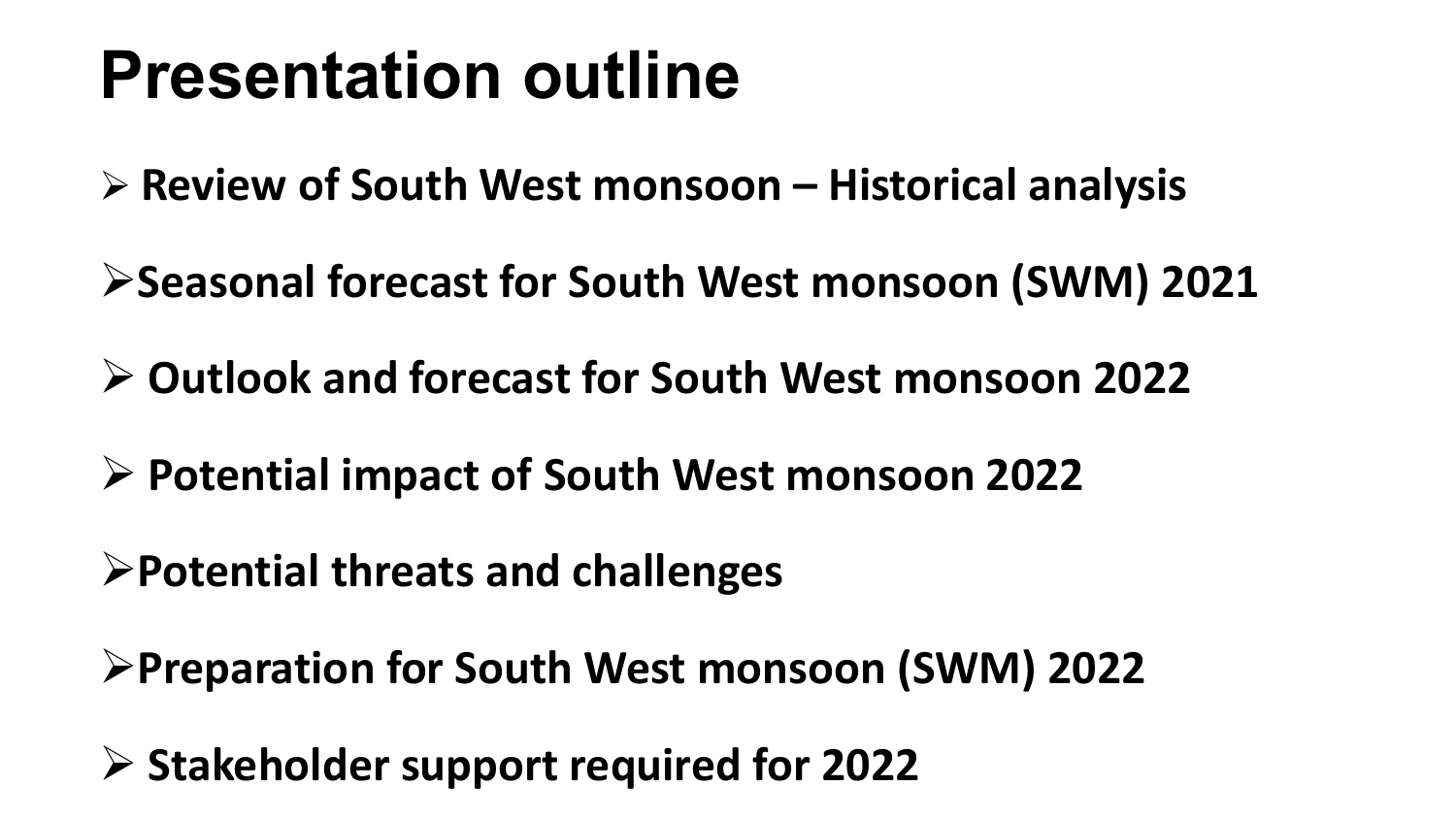# Presentation outline

- **Review of South West monsoon – Historical analysis**
- **Seasonal forecast for South West monsoon (SWM) 2021**
- **Outlook and forecast for South West monsoon 2022**
- **Potential impact of South West monsoon 2022**
- **Potential threats and challenges**
- **Preparation for South West monsoon (SWM) 2022**
- **Stakeholder support required for 2022**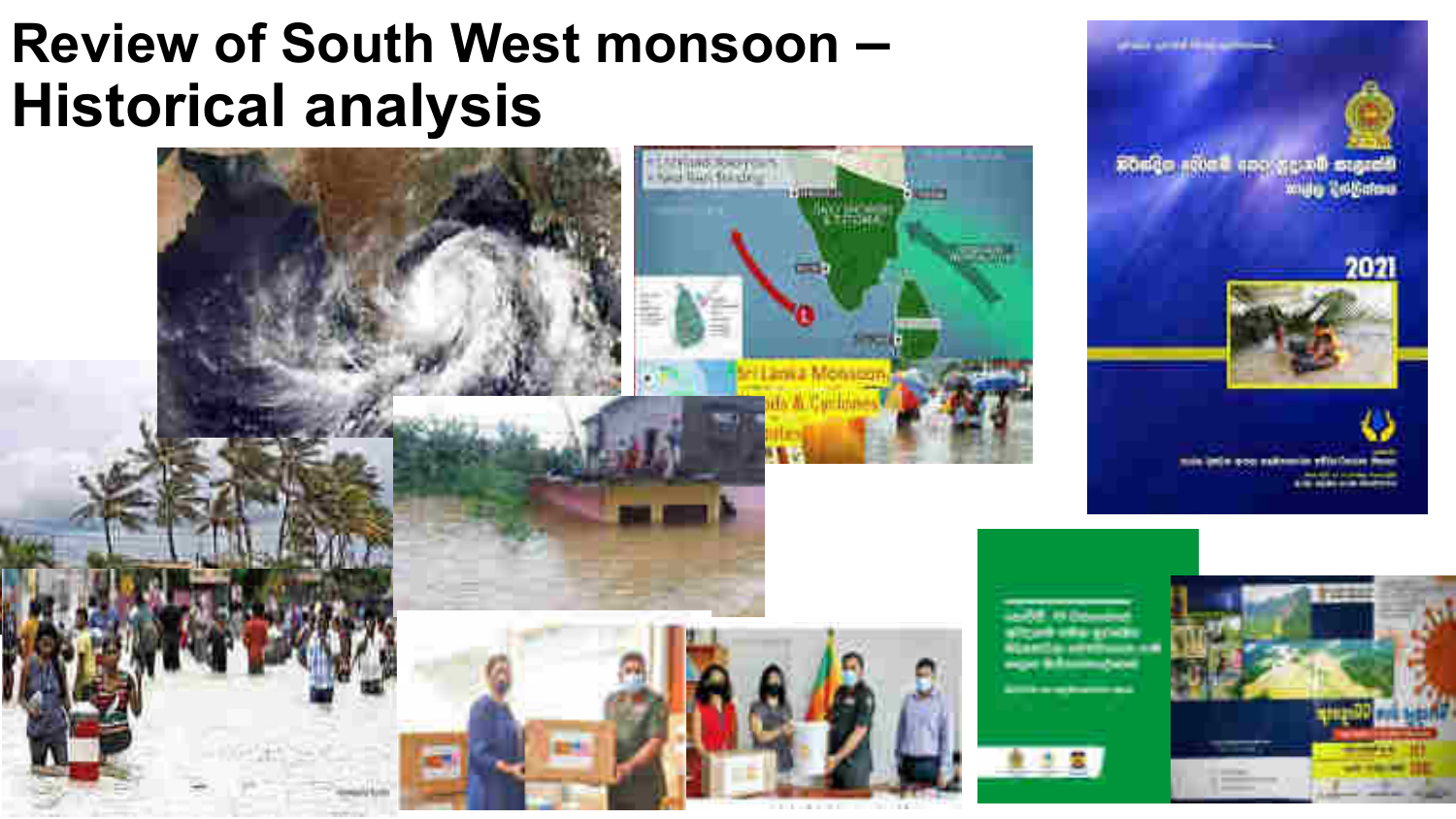# Review of South West monsoon – Historical analysis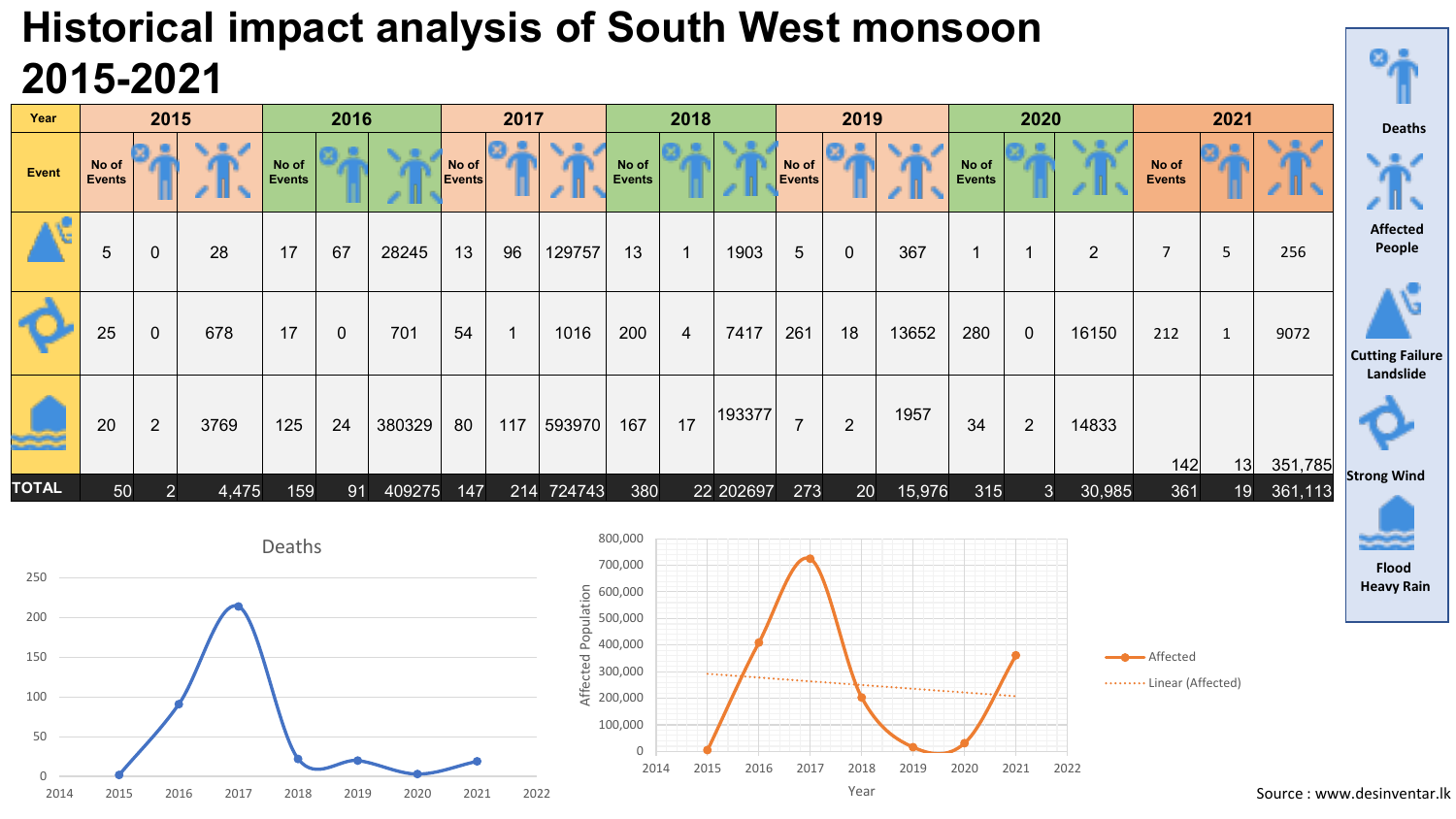# Historical impact analysis of South West monsoon 2015-2021

| Year | 2015 | | | 2016 | | | 2017 | | | 2018 | | | 2019 | | | 2020 | | | 2021 | | |
|---|---|---|---|---|---|---|---|---|---|---|---|---|---|---|---|---|---|---|---|---|---|
| Event | No of Events | Deaths | Affected People | No of Events | Deaths | Affected People | No of Events | Deaths | Affected People | No of Events | Deaths | Affected People | No of Events | Deaths | Affected People | No of Events | Deaths | Affected People | No of Events | Deaths | Affected People |
| Cutting Failure Landslide | 5 | 0 | 28 | 17 | 67 | 28245 | 13 | 96 | 129757 | 13 | 1 | 1903 | 5 | 0 | 367 | 1 | 1 | 2 | 7 | 5 | 256 |
| Strong Wind | 25 | 0 | 678 | 17 | 0 | 701 | 54 | 1 | 1016 | 200 | 4 | 7417 | 261 | 18 | 13652 | 280 | 0 | 16150 | 212 | 1 | 9072 |
| Flood Heavy Rain | 20 | 2 | 3769 | 125 | 24 | 380329 | 80 | 117 | 593970 | 167 | 17 | 193377 | 7 | 2 | 1957 | 34 | 2 | 14833 | 142 | 13 | 351,785 |
| TOTAL | 50 | 2 | 4,475 | 159 | 91 | 409275 | 147 | 214 | 724743 | 380 | 22 | 202697 | 273 | 20 | 15,976 | 315 | 3 | 30,985 | 361 | 19 | 361,113 |

Source : www.desinventar.lk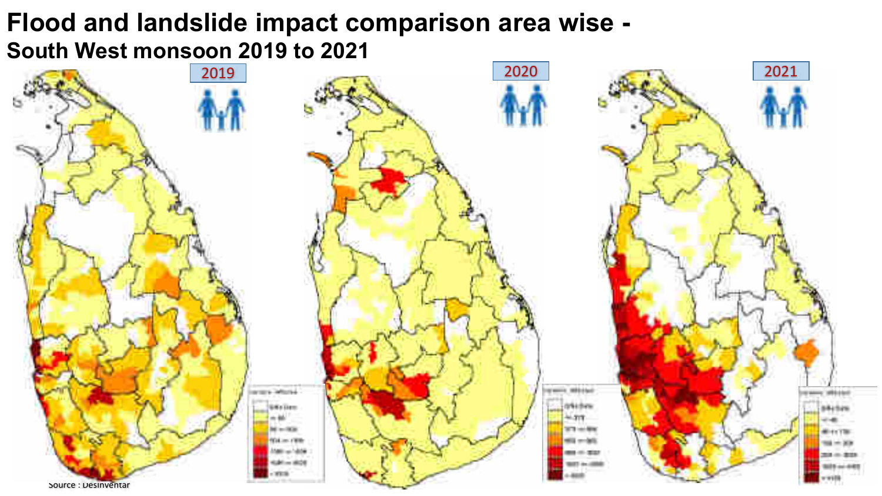# Flood and landslide impact comparison area wise -

## South West monsoon 2019 to 2021

2019

2020

2021

Source : DesInventar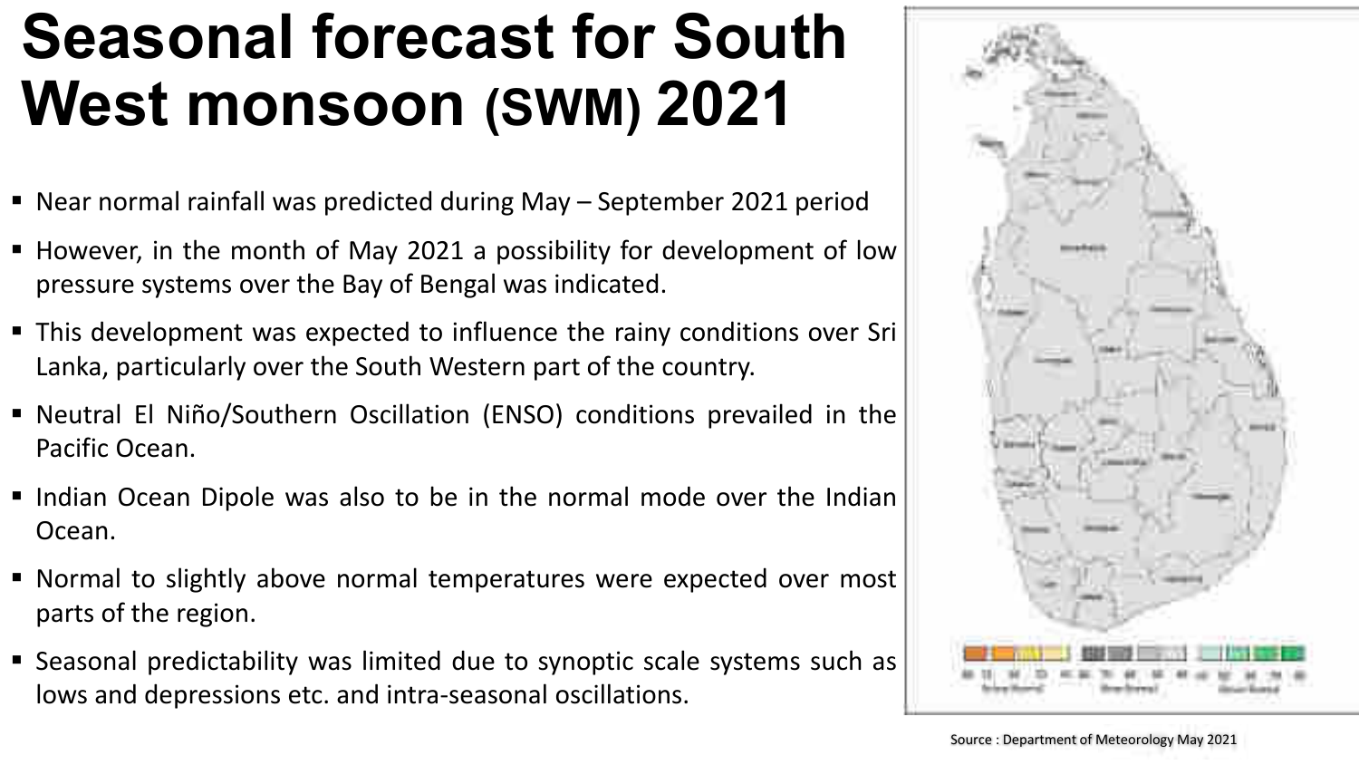# Seasonal forecast for South West monsoon (SWM) 2021

- Near normal rainfall was predicted during May – September 2021 period
- However, in the month of May 2021 a possibility for development of low pressure systems over the Bay of Bengal was indicated.
- This development was expected to influence the rainy conditions over Sri Lanka, particularly over the South Western part of the country.
- Neutral El Niño/Southern Oscillation (ENSO) conditions prevailed in the Pacific Ocean.
- Indian Ocean Dipole was also to be in the normal mode over the Indian Ocean.
- Normal to slightly above normal temperatures were expected over most parts of the region.
- Seasonal predictability was limited due to synoptic scale systems such as lows and depressions etc. and intra-seasonal oscillations.

Source : Department of Meteorology May 2021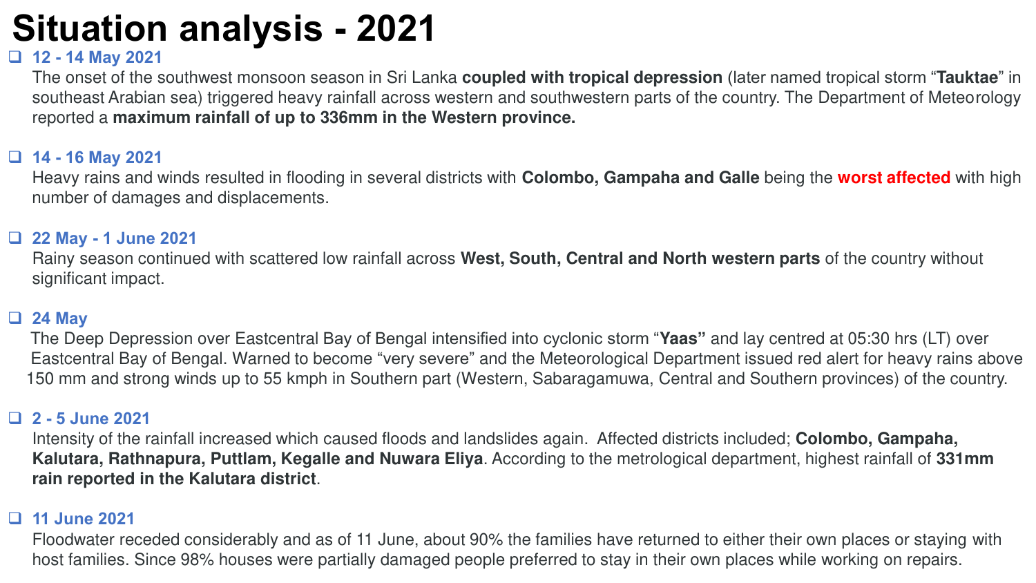# Situation analysis - 2021

- **12 - 14 May 2021**
  The onset of the southwest monsoon season in Sri Lanka **coupled with tropical depression** (later named tropical storm "**Tauktae**" in southeast Arabian sea) triggered heavy rainfall across western and southwestern parts of the country. The Department of Meteorology reported a **maximum rainfall of up to 336mm in the Western province.**

- **14 - 16 May 2021**
  Heavy rains and winds resulted in flooding in several districts with **Colombo, Gampaha and Galle** being the **worst affected** with high number of damages and displacements.

- **22 May - 1 June 2021**
  Rainy season continued with scattered low rainfall across **West, South, Central and North western parts** of the country without significant impact.

- **24 May**
  The Deep Depression over Eastcentral Bay of Bengal intensified into cyclonic storm "**Yaas"** and lay centred at 05:30 hrs (LT) over Eastcentral Bay of Bengal. Warned to become "very severe" and the Meteorological Department issued red alert for heavy rains above 150 mm and strong winds up to 55 kmph in Southern part (Western, Sabaragamuwa, Central and Southern provinces) of the country.

- **2 - 5 June 2021**
  Intensity of the rainfall increased which caused floods and landslides again. Affected districts included; **Colombo, Gampaha, Kalutara, Rathnapura, Puttlam, Kegalle and Nuwara Eliya**. According to the metrological department, highest rainfall of **331mm rain reported in the Kalutara district**.

- **11 June 2021**
  Floodwater receded considerably and as of 11 June, about 90% the families have returned to either their own places or staying with host families. Since 98% houses were partially damaged people preferred to stay in their own places while working on repairs.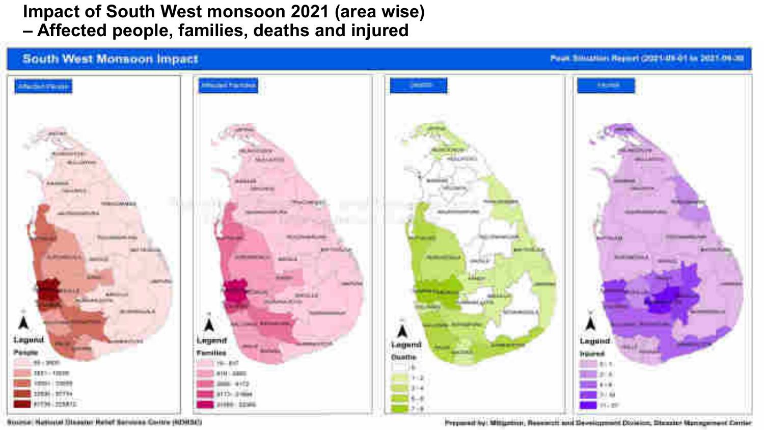# Impact of South West monsoon 2021 (area wise) – Affected people, families, deaths and injured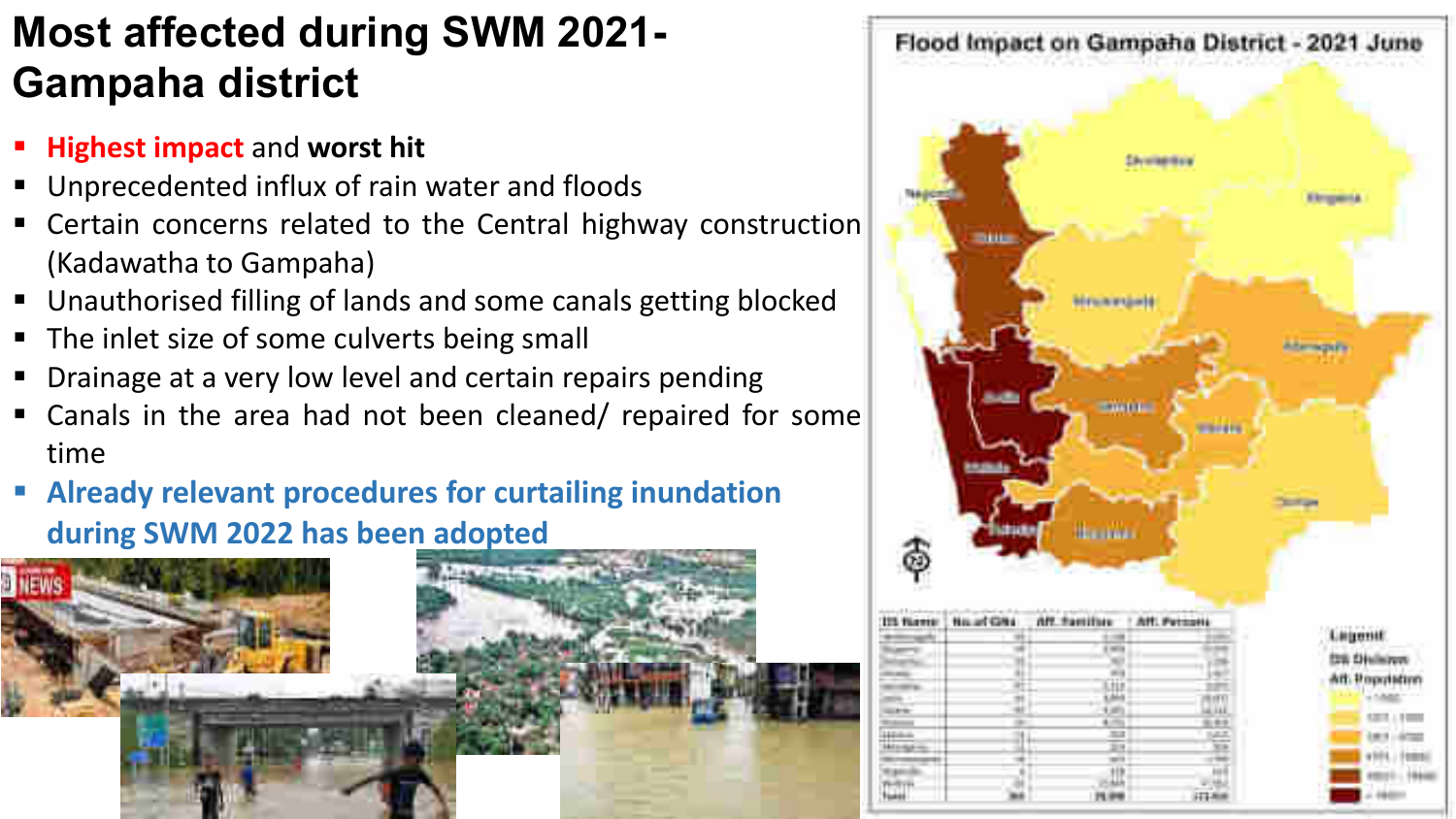# Most affected during SWM 2021- Gampaha district

- **Highest impact** and **worst hit**
- Unprecedented influx of rain water and floods
- Certain concerns related to the Central highway construction (Kadawatha to Gampaha)
- Unauthorised filling of lands and some canals getting blocked
- The inlet size of some culverts being small
- Drainage at a very low level and certain repairs pending
- Canals in the area had not been cleaned/ repaired for some time
- **Already relevant procedures for curtailing inundation during SWM 2022 has been adopted**

Flood Impact on Gampaha District - 2021 June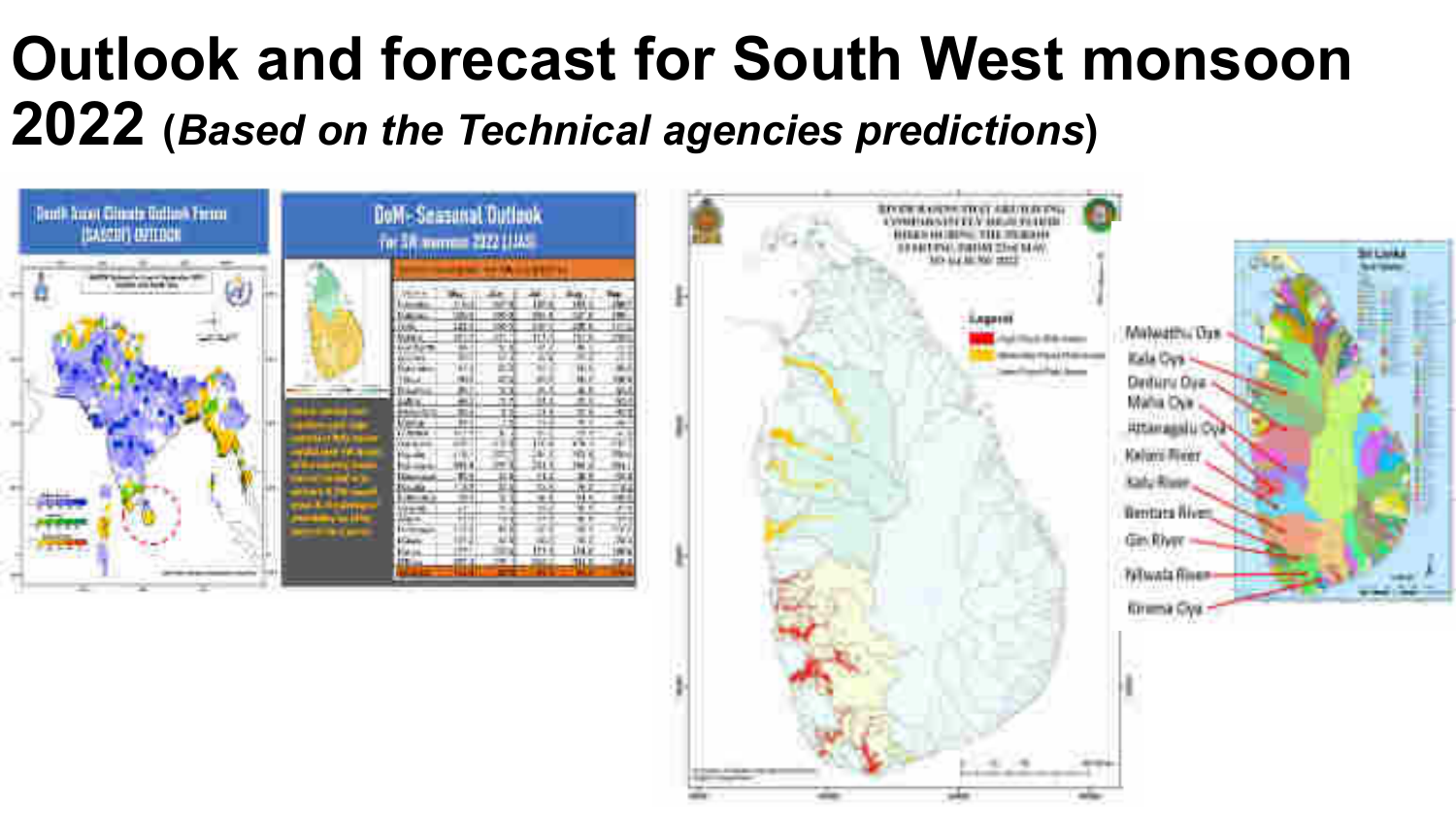# Outlook and forecast for South West monsoon 2022 (*Based on the Technical agencies predictions*)

South Asian Climate Outlook Forum (SASCOF) OUTLOOK

DoM- Seasonal Outlook For SW monsoon 2022 (JJAS)

Malwathu Oya

Kala Oya

Deduru Oya

Maha Oya

Attanagalu Oya

Kelani River

Kalu River

Bentara River

Gin River

Nilwala River

Kirama Oya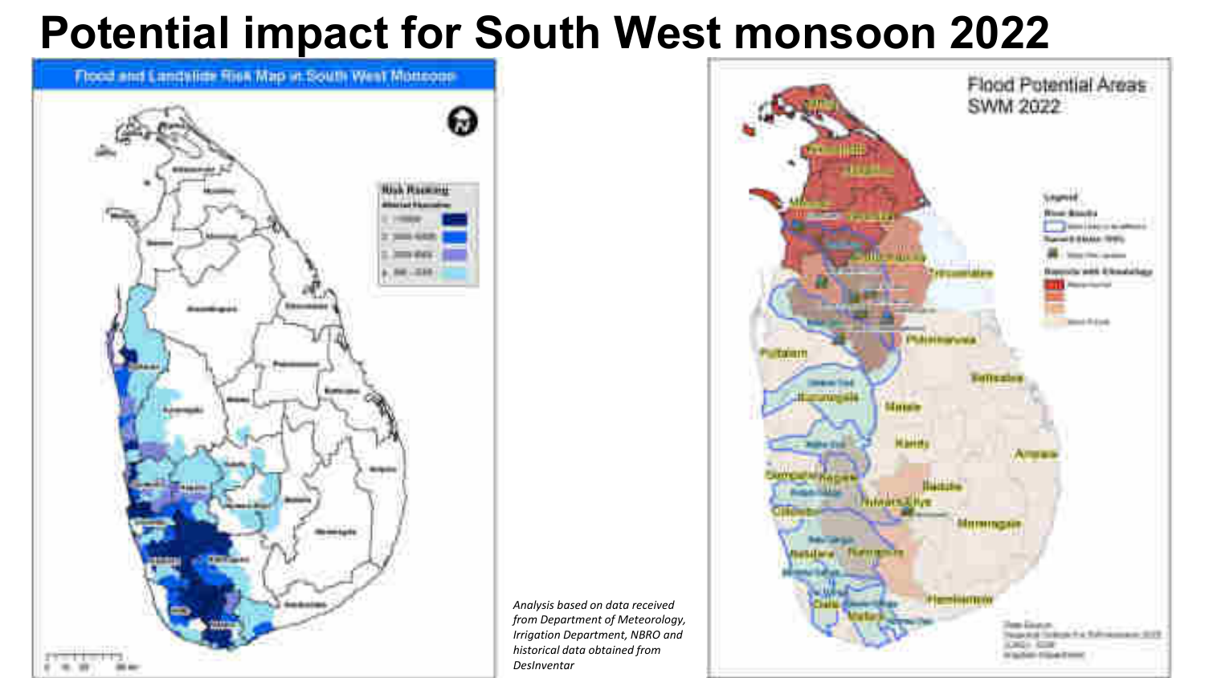# Potential impact for South West monsoon 2022

*Analysis based on data received from Department of Meteorology, Irrigation Department, NBRO and historical data obtained from DesInventar*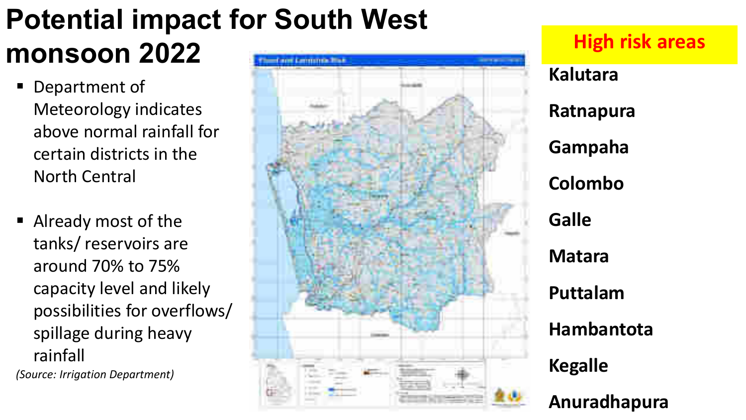# Potential impact for South West monsoon 2022

- Department of Meteorology indicates above normal rainfall for certain districts in the North Central
- Already most of the tanks/ reservoirs are around 70% to 75% capacity level and likely possibilities for overflows/ spillage during heavy rainfall

*(Source: Irrigation Department)*

**High risk areas**

**Kalutara**

**Ratnapura**

**Gampaha**

**Colombo**

**Galle**

**Matara**

**Puttalam**

**Hambantota**

**Kegalle**

**Anuradhapura**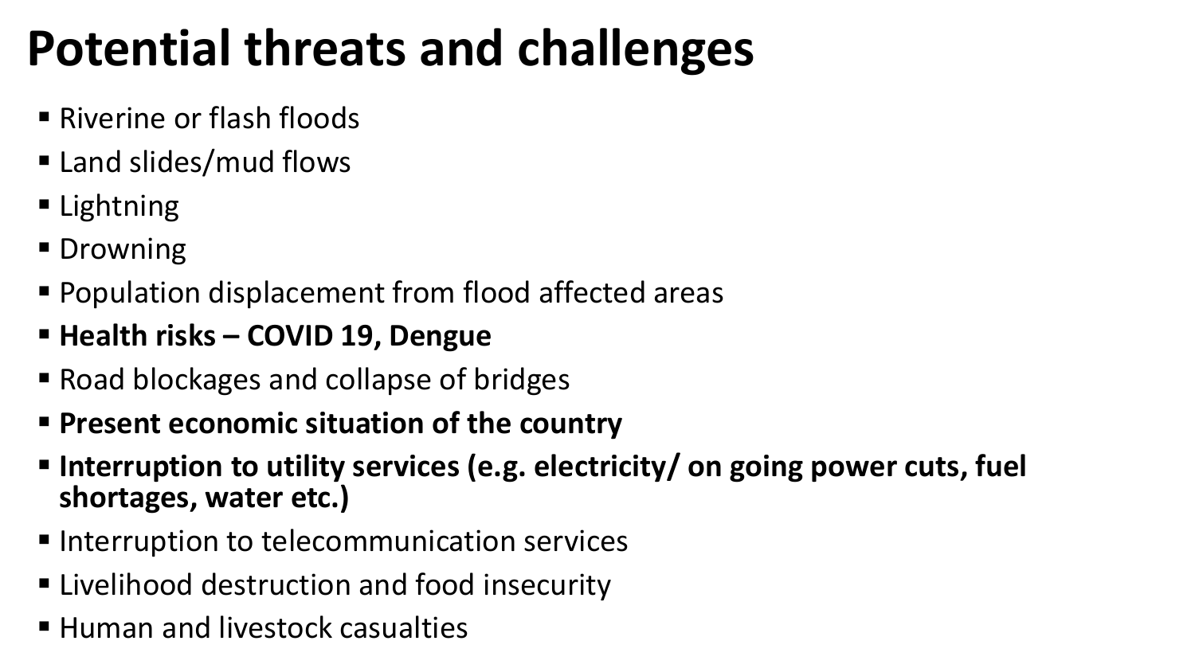# Potential threats and challenges

- Riverine or flash floods
- Land slides/mud flows
- Lightning
- Drowning
- Population displacement from flood affected areas
- **Health risks – COVID 19, Dengue**
- Road blockages and collapse of bridges
- **Present economic situation of the country**
- **Interruption to utility services (e.g. electricity/ on going power cuts, fuel shortages, water etc.)**
- Interruption to telecommunication services
- Livelihood destruction and food insecurity
- Human and livestock casualties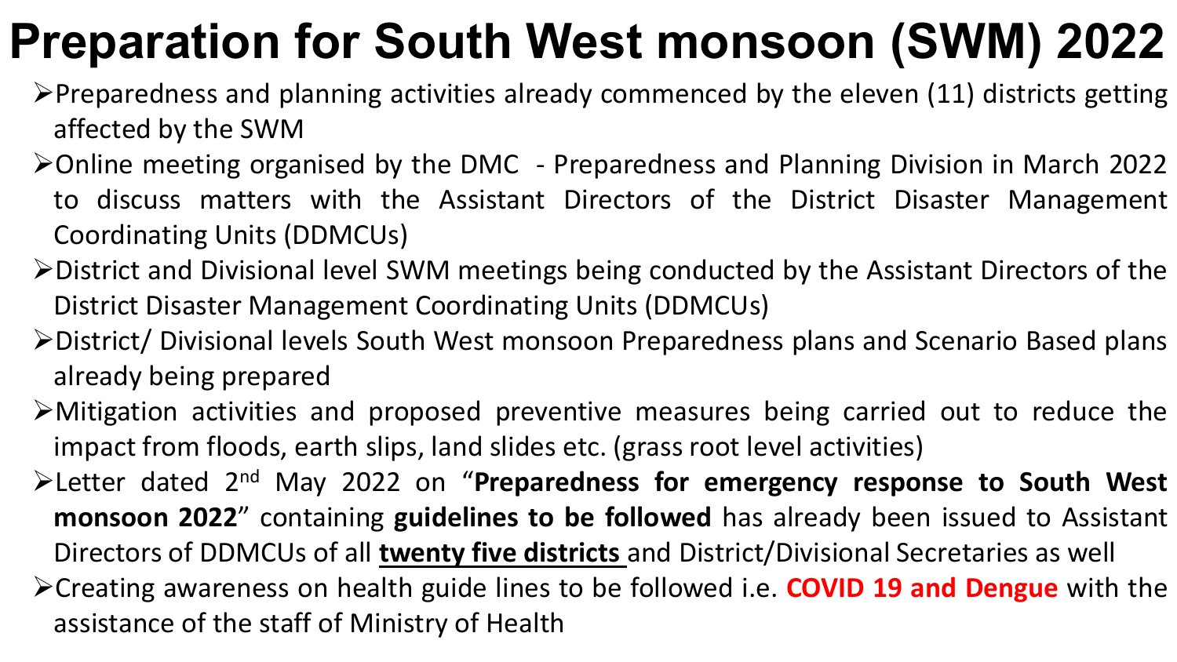# Preparation for South West monsoon (SWM) 2022

- Preparedness and planning activities already commenced by the eleven (11) districts getting affected by the SWM
- Online meeting organised by the DMC - Preparedness and Planning Division in March 2022 to discuss matters with the Assistant Directors of the District Disaster Management Coordinating Units (DDMCUs)
- District and Divisional level SWM meetings being conducted by the Assistant Directors of the District Disaster Management Coordinating Units (DDMCUs)
- District/ Divisional levels South West monsoon Preparedness plans and Scenario Based plans already being prepared
- Mitigation activities and proposed preventive measures being carried out to reduce the impact from floods, earth slips, land slides etc. (grass root level activities)
- Letter dated 2nd May 2022 on "**Preparedness for emergency response to South West monsoon 2022**" containing **guidelines to be followed** has already been issued to Assistant Directors of DDMCUs of all **twenty five districts** and District/Divisional Secretaries as well
- Creating awareness on health guide lines to be followed i.e. **COVID 19 and Dengue** with the assistance of the staff of Ministry of Health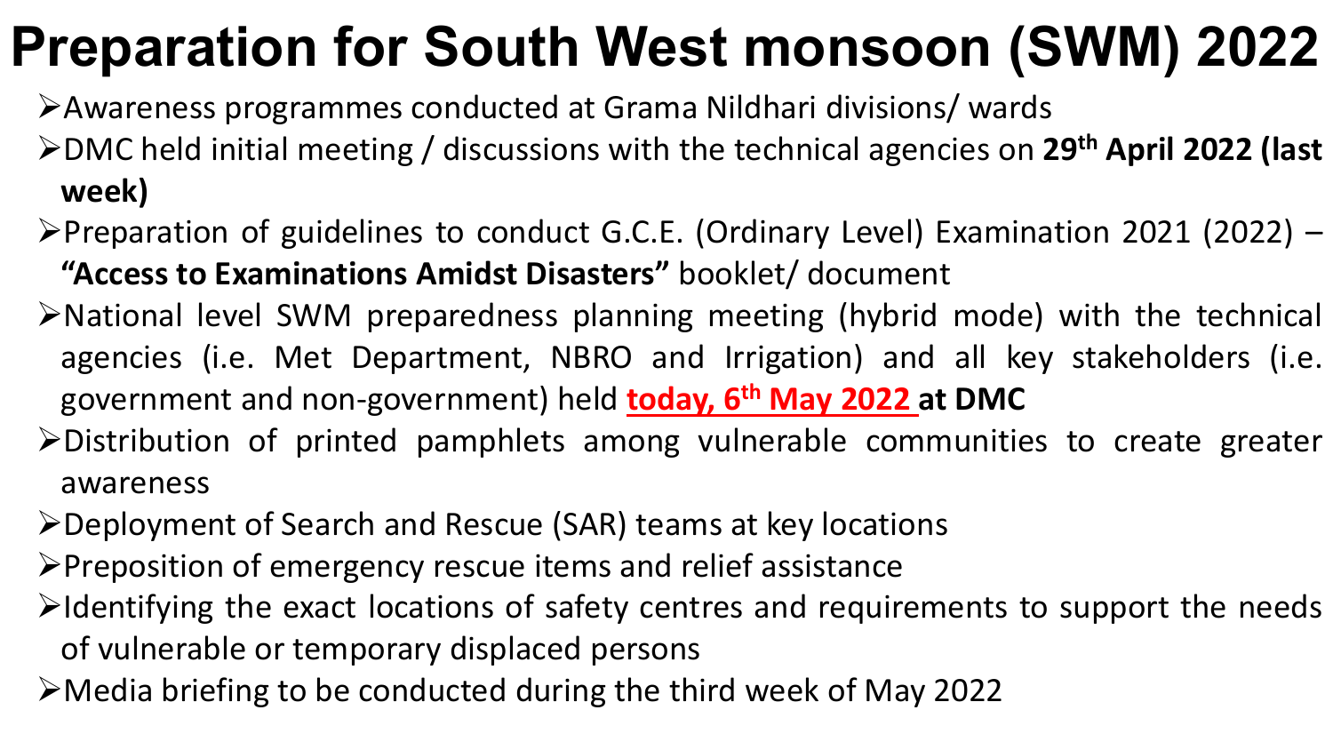# Preparation for South West monsoon (SWM) 2022

- Awareness programmes conducted at Grama Nildhari divisions/ wards
- DMC held initial meeting / discussions with the technical agencies on **29th April 2022 (last week)**
- Preparation of guidelines to conduct G.C.E. (Ordinary Level) Examination 2021 (2022) – **"Access to Examinations Amidst Disasters"** booklet/ document
- National level SWM preparedness planning meeting (hybrid mode) with the technical agencies (i.e. Met Department, NBRO and Irrigation) and all key stakeholders (i.e. government and non-government) held **today, 6th May 2022 at DMC**
- Distribution of printed pamphlets among vulnerable communities to create greater awareness
- Deployment of Search and Rescue (SAR) teams at key locations
- Preposition of emergency rescue items and relief assistance
- Identifying the exact locations of safety centres and requirements to support the needs of vulnerable or temporary displaced persons
- Media briefing to be conducted during the third week of May 2022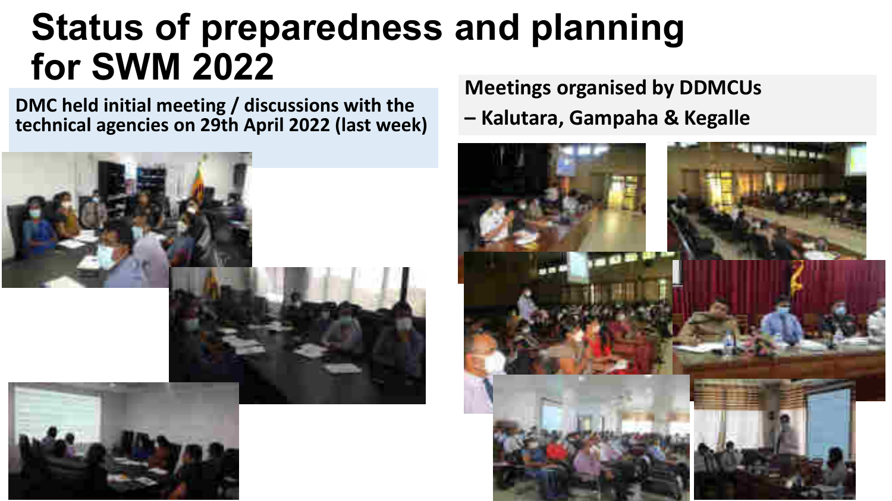# Status of preparedness and planning for SWM 2022

**DMC held initial meeting / discussions with the technical agencies on 29th April 2022 (last week)**

**Meetings organised by DDMCUs**

**– Kalutara, Gampaha & Kegalle**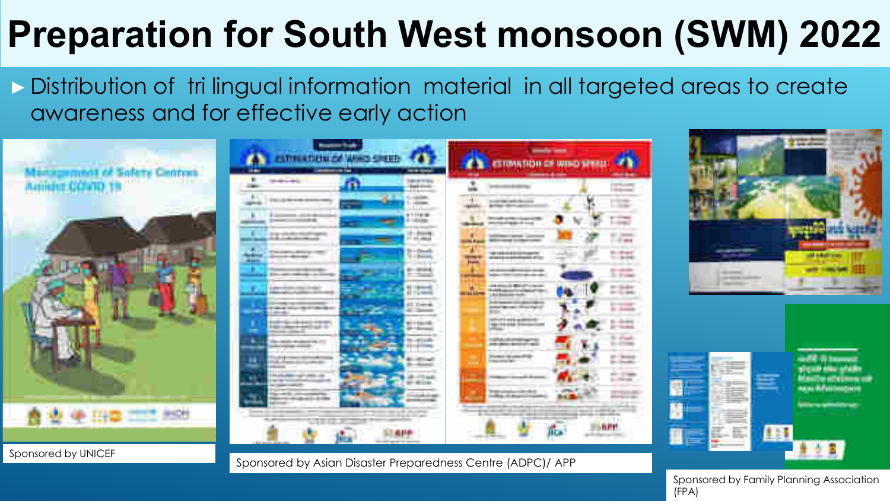# Preparation for South West monsoon (SWM) 2022

- Distribution of tri lingual information material in all targeted areas to create awareness and for effective early action

Sponsored by UNICEF

Sponsored by Asian Disaster Preparedness Centre (ADPC)/ APP

Sponsored by Family Planning Association (FPA)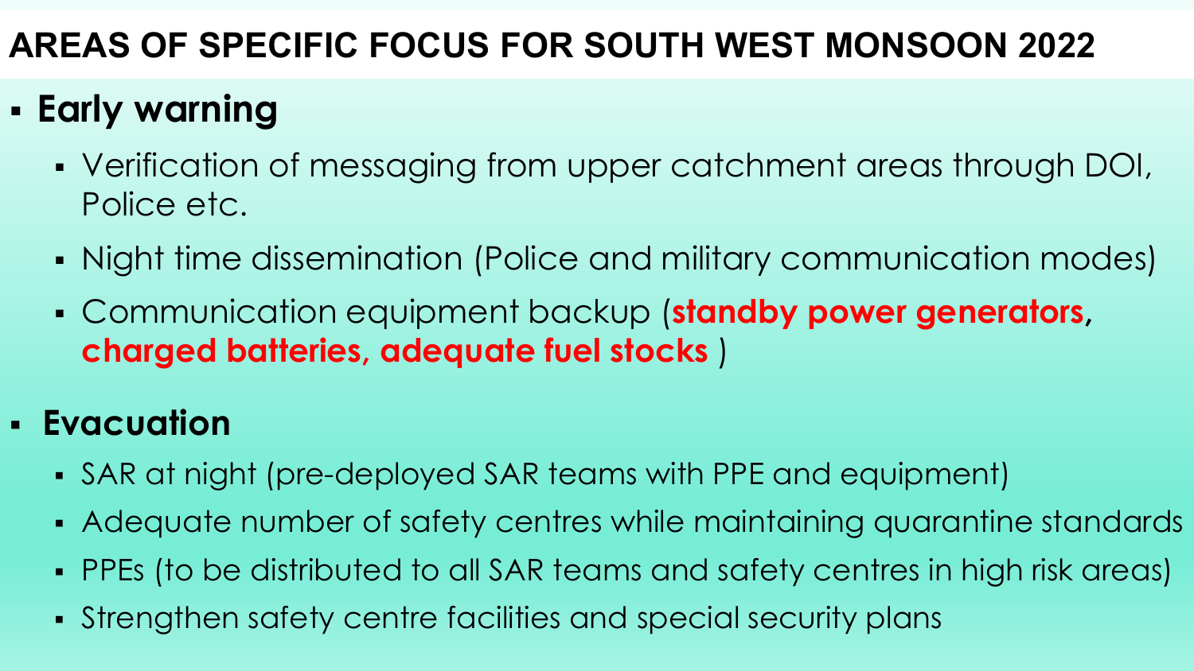# AREAS OF SPECIFIC FOCUS FOR SOUTH WEST MONSOON 2022

- **Early warning**
  - Verification of messaging from upper catchment areas through DOI, Police etc.
  - Night time dissemination (Police and military communication modes)
  - Communication equipment backup (**standby power generators**, **charged batteries, adequate fuel stocks** )
- **Evacuation**
  - SAR at night (pre-deployed SAR teams with PPE and equipment)
  - Adequate number of safety centres while maintaining quarantine standards
  - PPEs (to be distributed to all SAR teams and safety centres in high risk areas)
  - Strengthen safety centre facilities and special security plans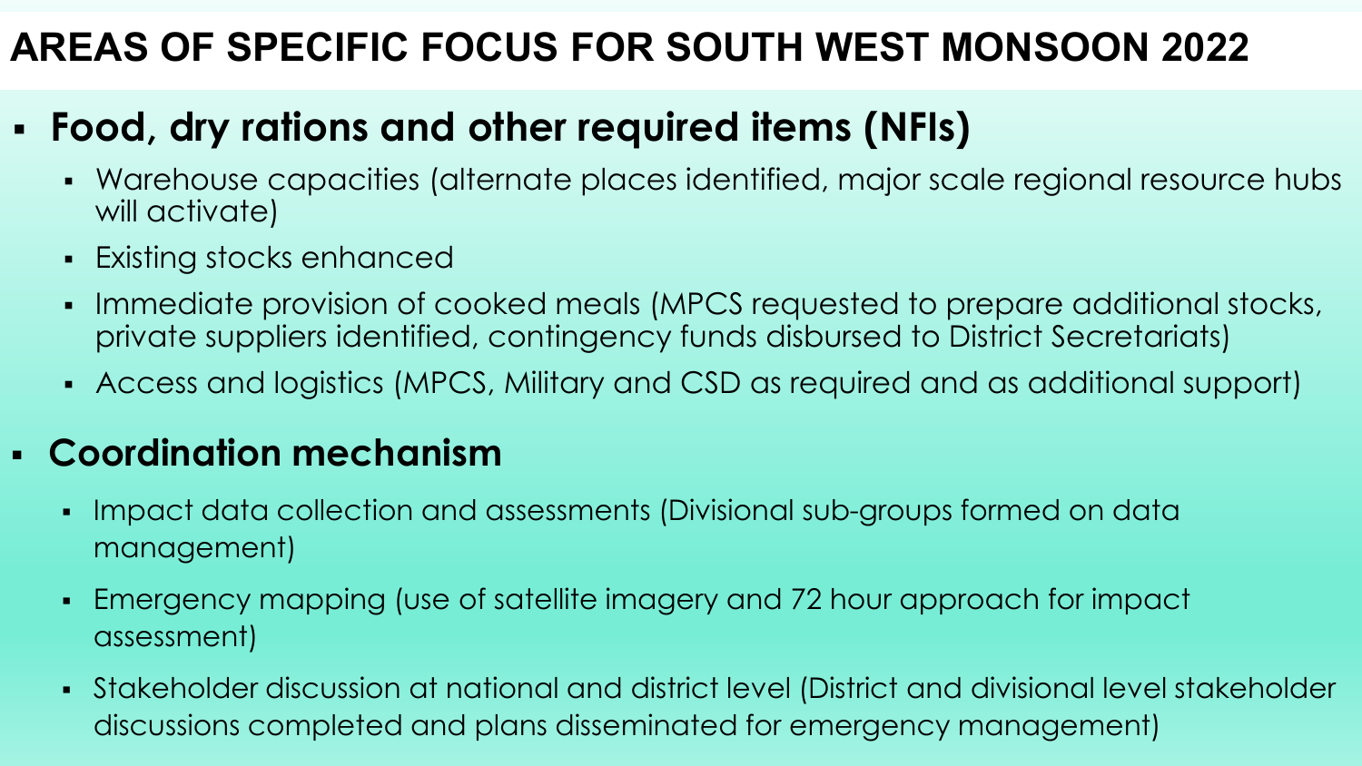# AREAS OF SPECIFIC FOCUS FOR SOUTH WEST MONSOON 2022

- **Food, dry rations and other required items (NFIs)**
  - Warehouse capacities (alternate places identified, major scale regional resource hubs will activate)
  - Existing stocks enhanced
  - Immediate provision of cooked meals (MPCS requested to prepare additional stocks, private suppliers identified, contingency funds disbursed to District Secretariats)
  - Access and logistics (MPCS, Military and CSD as required and as additional support)
- **Coordination mechanism**
  - Impact data collection and assessments (Divisional sub-groups formed on data management)
  - Emergency mapping (use of satellite imagery and 72 hour approach for impact assessment)
  - Stakeholder discussion at national and district level (District and divisional level stakeholder discussions completed and plans disseminated for emergency management)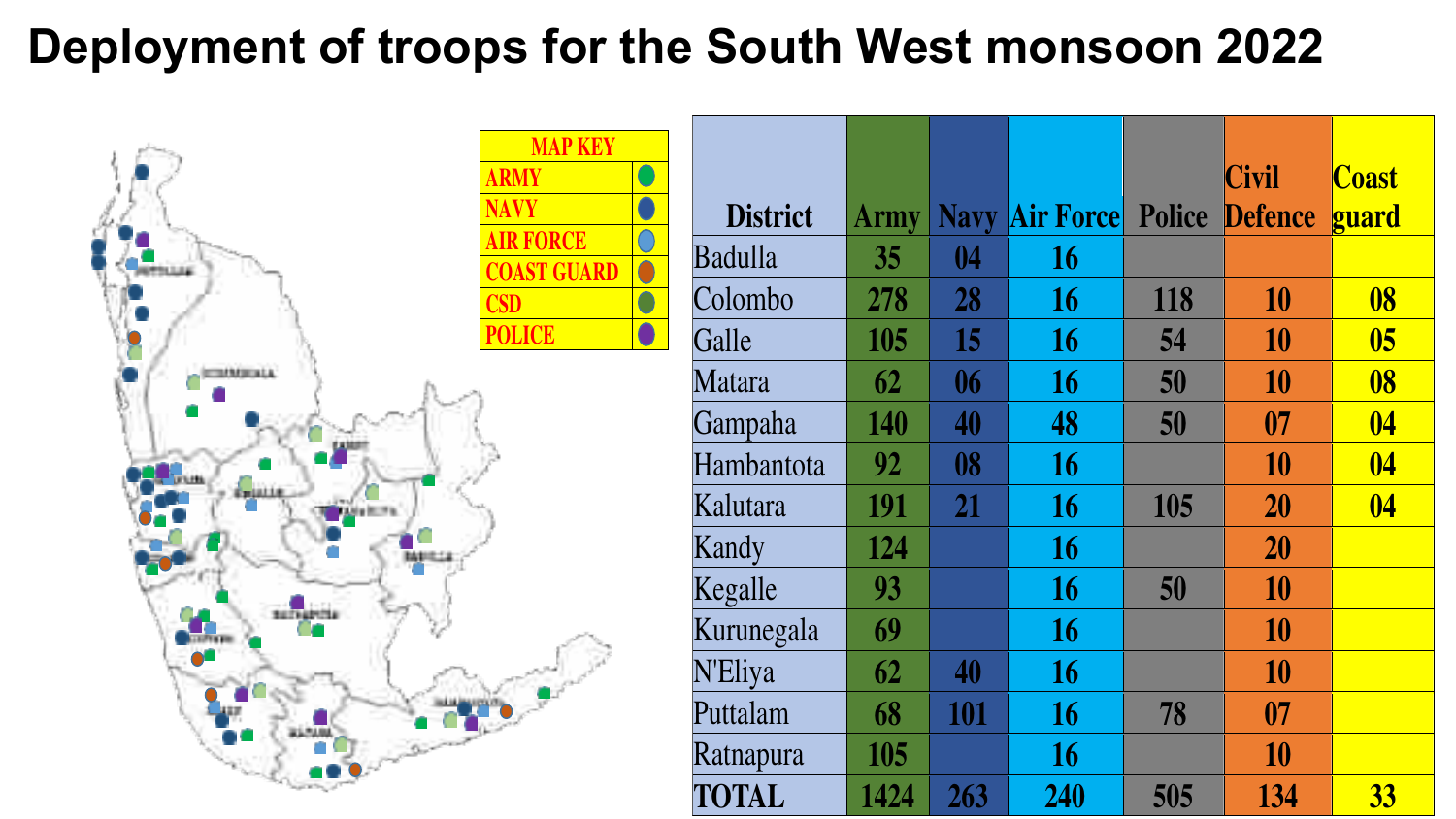# Deployment of troops for the South West monsoon 2022

| MAP KEY |
|---|
| ARMY |
| NAVY |
| AIR FORCE |
| COAST GUARD |
| CSD |
| POLICE |

| District | Army | Navy | Air Force | Police | Civil Defence | Coast guard |
|---|---|---|---|---|---|---|
| Badulla | 35 | 04 | 16 | | | |
| Colombo | 278 | 28 | 16 | 118 | 10 | 08 |
| Galle | 105 | 15 | 16 | 54 | 10 | 05 |
| Matara | 62 | 06 | 16 | 50 | 10 | 08 |
| Gampaha | 140 | 40 | 48 | 50 | 07 | 04 |
| Hambantota | 92 | 08 | 16 | | 10 | 04 |
| Kalutara | 191 | 21 | 16 | 105 | 20 | 04 |
| Kandy | 124 | | 16 | | 20 | |
| Kegalle | 93 | | 16 | 50 | 10 | |
| Kurunegala | 69 | | 16 | | 10 | |
| N'Eliya | 62 | 40 | 16 | | 10 | |
| Puttalam | 68 | 101 | 16 | 78 | 07 | |
| Ratnapura | 105 | | 16 | | 10 | |
| **TOTAL** | **1424** | **263** | **240** | **505** | **134** | **33** |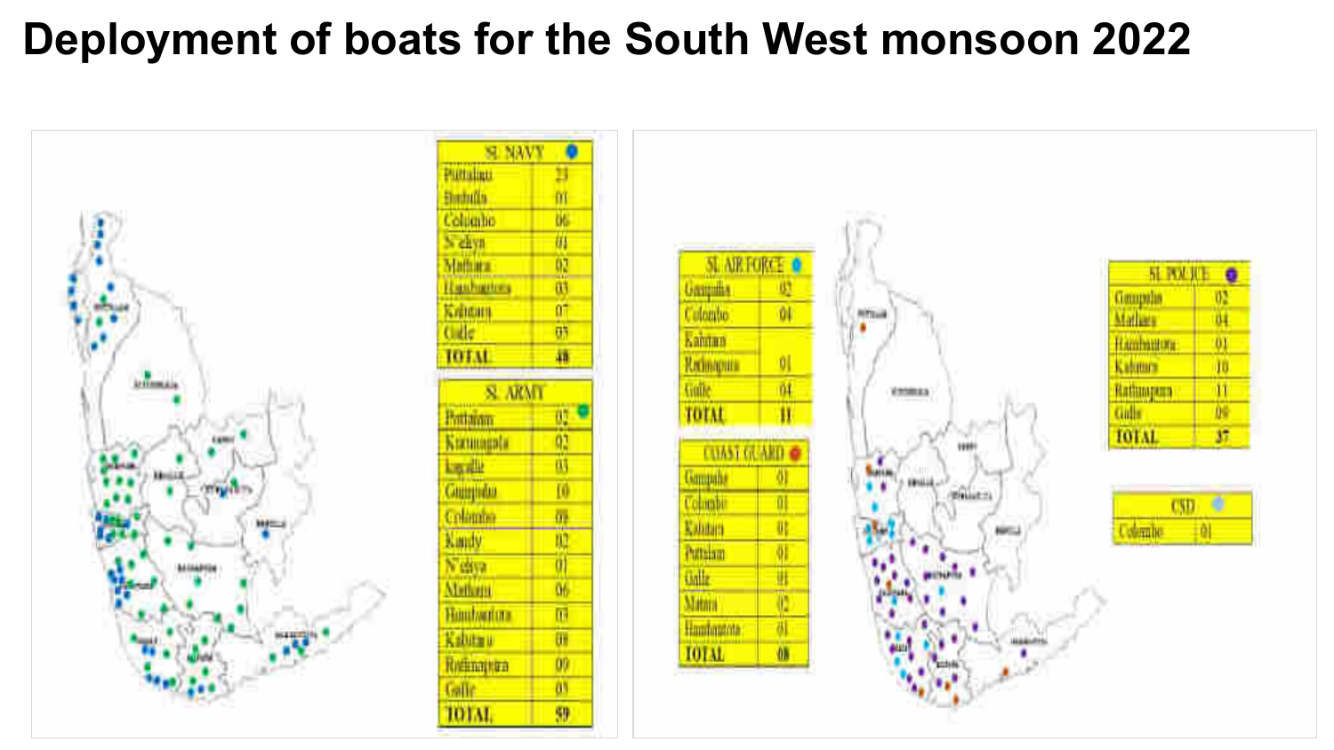# Deployment of boats for the South West monsoon 2022

| SL NAVY | |
|---|---|
| Puttalam | 23 |
| Badulla | 01 |
| Colombo | 06 |
| N'eliya | 01 |
| Mathara | 02 |
| Hambantota | 03 |
| Kalutara | 07 |
| Galle | 05 |
| TOTAL | 48 |

| SL ARMY | |
|---|---|
| Puttalam | 02 |
| Kurunegala | 02 |
| Kegalle | 03 |
| Gampaha | 10 |
| Colombo | 09 |
| Kandy | 02 |
| N'eliya | 01 |
| Mathara | 06 |
| Hambantota | 03 |
| Kalutara | 08 |
| Ratnapura | 09 |
| Galle | 05 |
| TOTAL | 59 |

| SL AIR FORCE | |
|---|---|
| Gampaha | 02 |
| Colombo | 04 |
| Kalutara | |
| Ratnapura | 01 |
| Galle | 04 |
| TOTAL | 11 |

| COAST GUARD | |
|---|---|
| Gampaha | 01 |
| Colombo | 01 |
| Kalutara | 01 |
| Puttalam | 01 |
| Galle | 01 |
| Matara | 02 |
| Hambantota | 01 |
| TOTAL | 08 |

| SL POLICE | |
|---|---|
| Gampaha | 02 |
| Mathara | 04 |
| Hambantota | 01 |
| Kalutara | 10 |
| Ratnapura | 11 |
| Galle | 09 |
| TOTAL | 37 |

| CSD | |
|---|---|
| Colombo | 01 |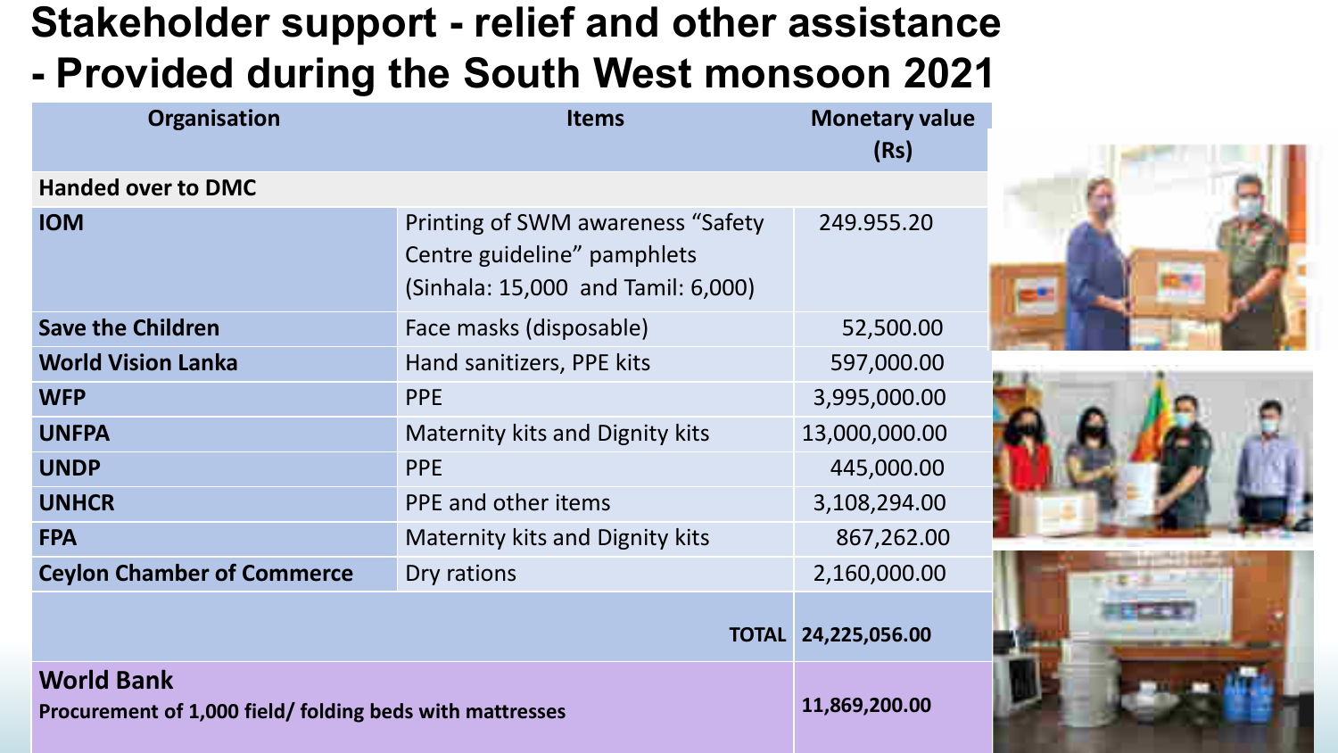# Stakeholder support - relief and other assistance - Provided during the South West monsoon 2021

| Organisation | Items | Monetary value (Rs) |
|---|---|---|
| **Handed over to DMC** | | |
| **IOM** | Printing of SWM awareness "Safety Centre guideline" pamphlets (Sinhala: 15,000 and Tamil: 6,000) | 249.955.20 |
| **Save the Children** | Face masks (disposable) | 52,500.00 |
| **World Vision Lanka** | Hand sanitizers, PPE kits | 597,000.00 |
| **WFP** | PPE | 3,995,000.00 |
| **UNFPA** | Maternity kits and Dignity kits | 13,000,000.00 |
| **UNDP** | PPE | 445,000.00 |
| **UNHCR** | PPE and other items | 3,108,294.00 |
| **FPA** | Maternity kits and Dignity kits | 867,262.00 |
| **Ceylon Chamber of Commerce** | Dry rations | 2,160,000.00 |
| | **TOTAL** | **24,225,056.00** |
| **World Bank** **Procurement of 1,000 field/ folding beds with mattresses** | | **11,869,200.00** |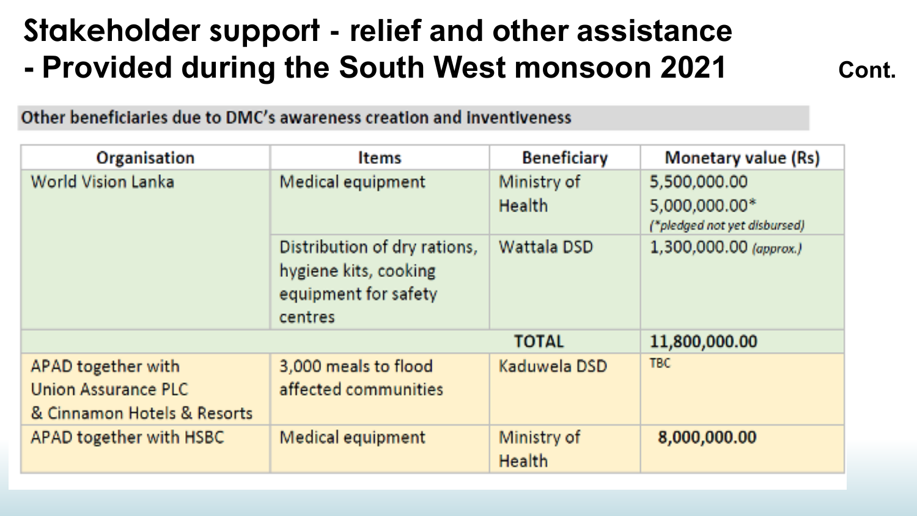# Stakeholder support - relief and other assistance - Provided during the South West monsoon 2021

Cont.

**Other beneficiaries due to DMC's awareness creation and inventiveness**

| Organisation | Items | Beneficiary | Monetary value (Rs) |
|---|---|---|---|
| World Vision Lanka | Medical equipment | Ministry of Health | 5,500,000.00<br>5,000,000.00*<br>*(\*pledged not yet disbursed)* |
| | Distribution of dry rations, hygiene kits, cooking equipment for safety centres | Wattala DSD | 1,300,000.00 *(approx.)* |
| | | **TOTAL** | **11,800,000.00** |
| APAD together with Union Assurance PLC & Cinnamon Hotels & Resorts | 3,000 meals to flood affected communities | Kaduwela DSD | TBC |
| APAD together with HSBC | Medical equipment | Ministry of Health | **8,000,000.00** |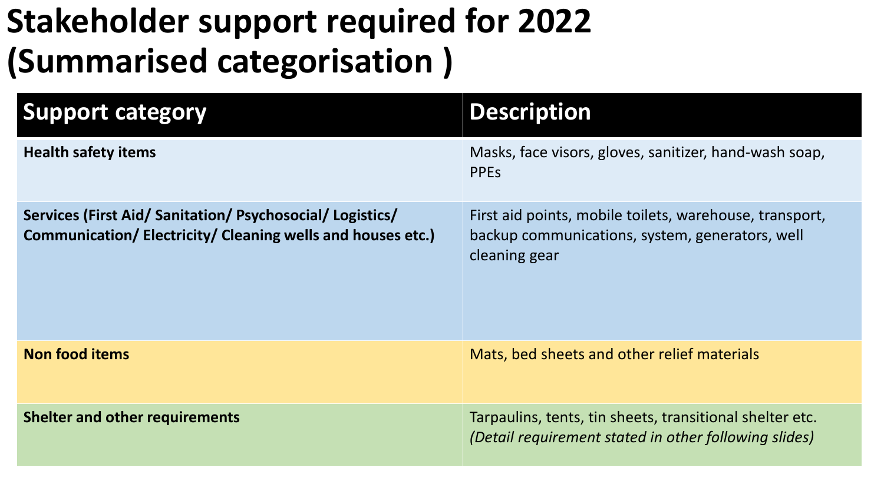# Stakeholder support required for 2022 (Summarised categorisation )

| Support category | Description |
|---|---|
| **Health safety items** | Masks, face visors, gloves, sanitizer, hand-wash soap, PPEs |
| **Services (First Aid/ Sanitation/ Psychosocial/ Logistics/ Communication/ Electricity/ Cleaning wells and houses etc.)** | First aid points, mobile toilets, warehouse, transport, backup communications, system, generators, well cleaning gear |
| **Non food items** | Mats, bed sheets and other relief materials |
| **Shelter and other requirements** | Tarpaulins, tents, tin sheets, transitional shelter etc. *(Detail requirement stated in other following slides)* |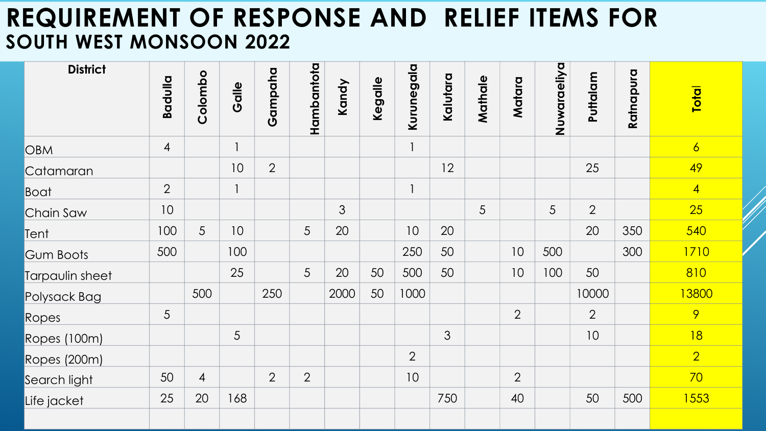# REQUIREMENT OF RESPONSE AND RELIEF ITEMS FOR

## SOUTH WEST MONSOON 2022

| District | Badulla | Colombo | Galle | Gampaha | Hambantota | Kandy | Kegalle | Kurunegala | Kalutara | Mathale | Matara | Nuwaraeliya | Puttalam | Ratnapura | Total |
|---|---|---|---|---|---|---|---|---|---|---|---|---|---|---|---|
| OBM | 4 | | 1 | | | | | 1 | | | | | | | 6 |
| Catamaran | | | 10 | 2 | | | | | 12 | | | | 25 | | 49 |
| Boat | 2 | | 1 | | | | | 1 | | | | | | | 4 |
| Chain Saw | 10 | | | | | 3 | | | | 5 | | 5 | 2 | | 25 |
| Tent | 100 | 5 | 10 | | 5 | 20 | | 10 | 20 | | | | 20 | 350 | 540 |
| Gum Boots | 500 | | 100 | | | | | 250 | 50 | | 10 | 500 | | 300 | 1710 |
| Tarpaulin sheet | | | 25 | | 5 | 20 | 50 | 500 | 50 | | 10 | 100 | 50 | | 810 |
| Polysack Bag | | 500 | | 250 | | 2000 | 50 | 1000 | | | | | 10000 | | 13800 |
| Ropes | 5 | | | | | | | | | | 2 | | 2 | | 9 |
| Ropes (100m) | | | 5 | | | | | | 3 | | | | 10 | | 18 |
| Ropes (200m) | | | | | | | | 2 | | | | | | | 2 |
| Search light | 50 | 4 | | 2 | 2 | | | 10 | | | 2 | | | | 70 |
| Life jacket | 25 | 20 | 168 | | | | | | 750 | | 40 | | 50 | 500 | 1553 |
| | | | | | | | | | | | | | | | |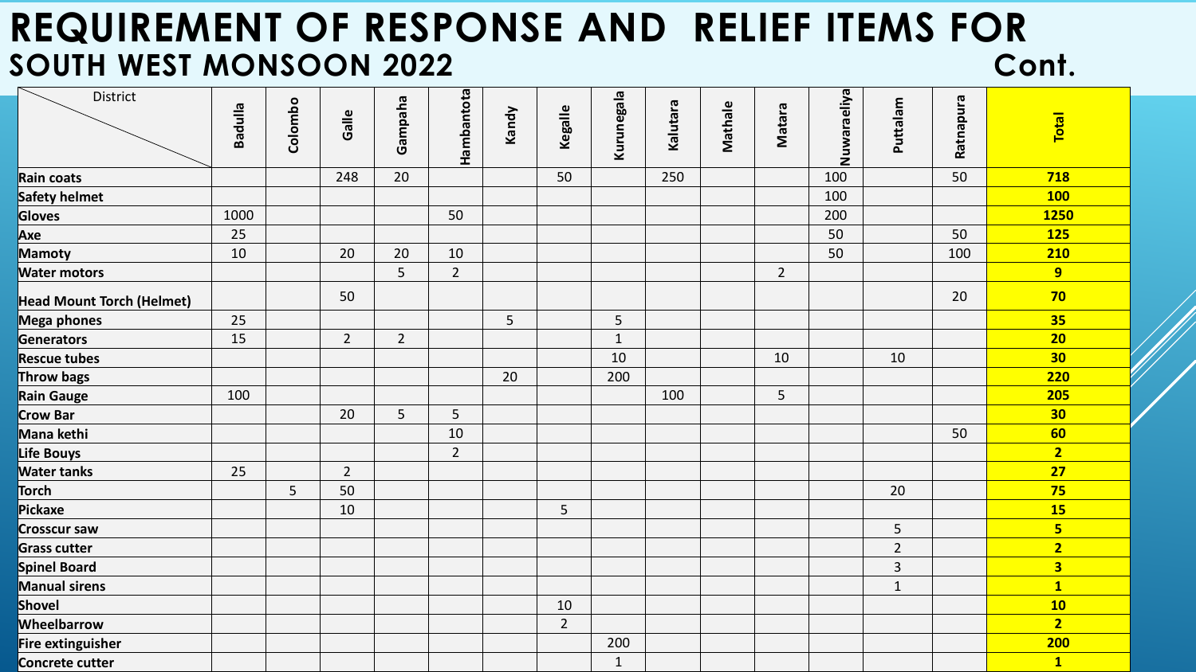# REQUIREMENT OF RESPONSE AND RELIEF ITEMS FOR SOUTH WEST MONSOON 2022

Cont.

| District | Badulla | Colombo | Galle | Gampaha | Hambantota | Kandy | Kegalle | Kurunegala | Kalutara | Mathale | Matara | Nuwaraeliya | Puttalam | Ratnapura | Total |
|---|---|---|---|---|---|---|---|---|---|---|---|---|---|---|---|
| Rain coats | | | 248 | 20 | | | 50 | | 250 | | | 100 | | 50 | **718** |
| Safety helmet | | | | | | | | | | | | 100 | | | **100** |
| Gloves | 1000 | | | | 50 | | | | | | | 200 | | | **1250** |
| Axe | 25 | | | | | | | | | | | 50 | | 50 | **125** |
| Mamoty | 10 | | 20 | 20 | 10 | | | | | | | 50 | | 100 | **210** |
| Water motors | | | | 5 | 2 | | | | | | 2 | | | | **9** |
| Head Mount Torch (Helmet) | | | 50 | | | | | | | | | | | 20 | **70** |
| Mega phones | 25 | | | | | 5 | | 5 | | | | | | | **35** |
| Generators | 15 | | 2 | 2 | | | | 1 | | | | | | | **20** |
| Rescue tubes | | | | | | | | 10 | | | 10 | | 10 | | **30** |
| Throw bags | | | | | | 20 | | 200 | | | | | | | **220** |
| Rain Gauge | 100 | | | | | | | | 100 | | 5 | | | | **205** |
| Crow Bar | | | 20 | 5 | 5 | | | | | | | | | | **30** |
| Mana kethi | | | | | 10 | | | | | | | | | 50 | **60** |
| Life Bouys | | | | | 2 | | | | | | | | | | **2** |
| Water tanks | 25 | | 2 | | | | | | | | | | | | **27** |
| Torch | | 5 | 50 | | | | | | | | | | 20 | | **75** |
| Pickaxe | | | 10 | | | | 5 | | | | | | | | **15** |
| Crosscur saw | | | | | | | | | | | | | 5 | | **5** |
| Grass cutter | | | | | | | | | | | | | 2 | | **2** |
| Spinel Board | | | | | | | | | | | | | 3 | | **3** |
| Manual sirens | | | | | | | | | | | | | 1 | | **1** |
| Shovel | | | | | | | 10 | | | | | | | | **10** |
| Wheelbarrow | | | | | | | 2 | | | | | | | | **2** |
| Fire extinguisher | | | | | | | | 200 | | | | | | | **200** |
| Concrete cutter | | | | | | | | 1 | | | | | | | **1** |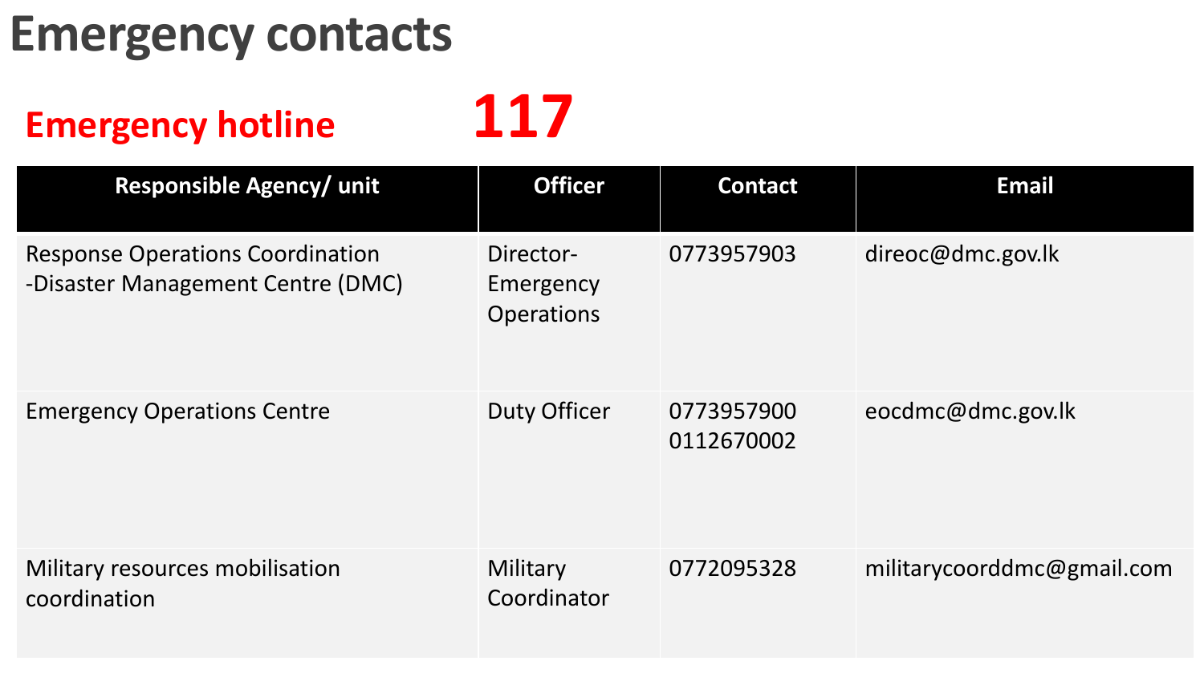# Emergency contacts

**Emergency hotline 117**

| Responsible Agency/ unit | Officer | Contact | Email |
|---|---|---|---|
| Response Operations Coordination -Disaster Management Centre (DMC) | Director- Emergency Operations | 0773957903 | direoc@dmc.gov.lk |
| Emergency Operations Centre | Duty Officer | 0773957900<br>0112670002 | eocdmc@dmc.gov.lk |
| Military resources mobilisation coordination | Military Coordinator | 0772095328 | militarycoorddmc@gmail.com |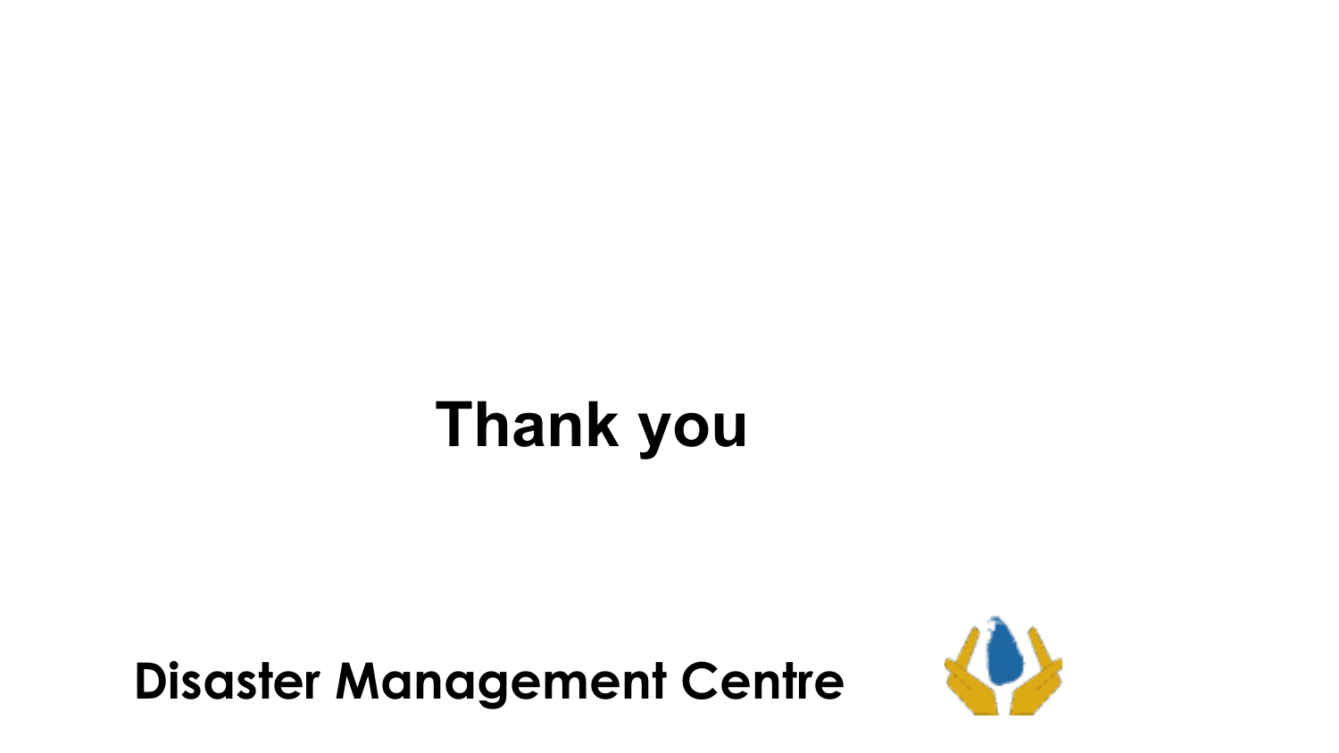# Thank you

**Disaster Management Centre**